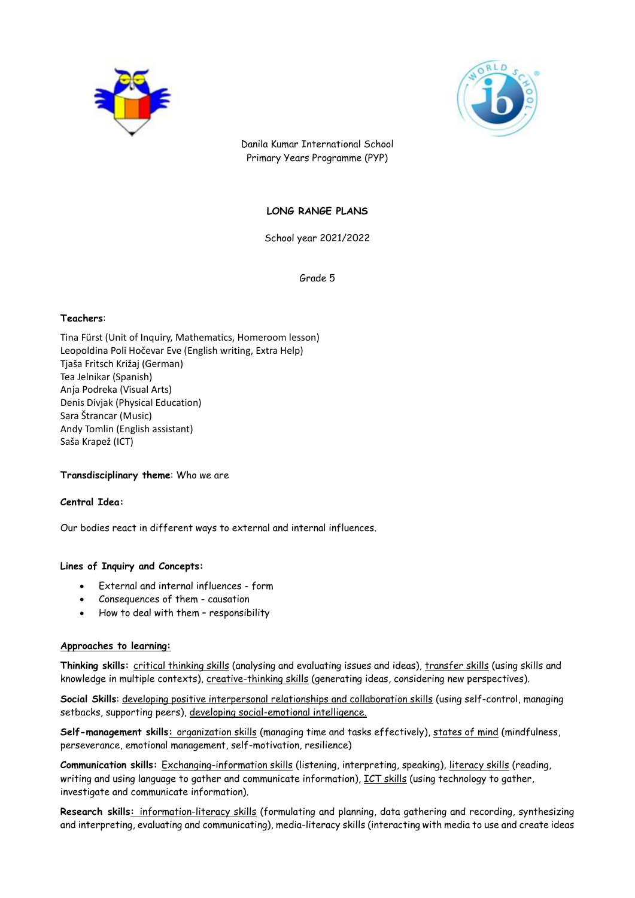Danila Kumar International School
Primary Years Programme (PYP)

# LONG RANGE PLANS

School year 2021/2022

Grade 5

**Teachers**:

Tina Fürst (Unit of Inquiry, Mathematics, Homeroom lesson)
Leopoldina Poli Hočevar Eve (English writing, Extra Help)
Tjaša Fritsch Križaj (German)
Tea Jelnikar (Spanish)
Anja Podreka (Visual Arts)
Denis Divjak (Physical Education)
Sara Štrancar (Music)
Andy Tomlin (English assistant)
Saša Krapež (ICT)

**Transdisciplinary theme**: Who we are

**Central Idea:**

Our bodies react in different ways to external and internal influences.

**Lines of Inquiry and Concepts:**

- External and internal influences - form
- Consequences of them - causation
- How to deal with them – responsibility

**Approaches to learning:**

**Thinking skills:** critical thinking skills (analysing and evaluating issues and ideas), transfer skills (using skills and knowledge in multiple contexts), creative-thinking skills (generating ideas, considering new perspectives).

**Social Skills**: developing positive interpersonal relationships and collaboration skills (using self-control, managing setbacks, supporting peers), developing social-emotional intelligence.

**Self-management skills:** organization skills (managing time and tasks effectively), states of mind (mindfulness, perseverance, emotional management, self-motivation, resilience)

**Communication skills:** Exchanging-information skills (listening, interpreting, speaking), literacy skills (reading, writing and using language to gather and communicate information), ICT skills (using technology to gather, investigate and communicate information).

**Research skills:** information-literacy skills (formulating and planning, data gathering and recording, synthesizing and interpreting, evaluating and communicating), media-literacy skills (interacting with media to use and create ideas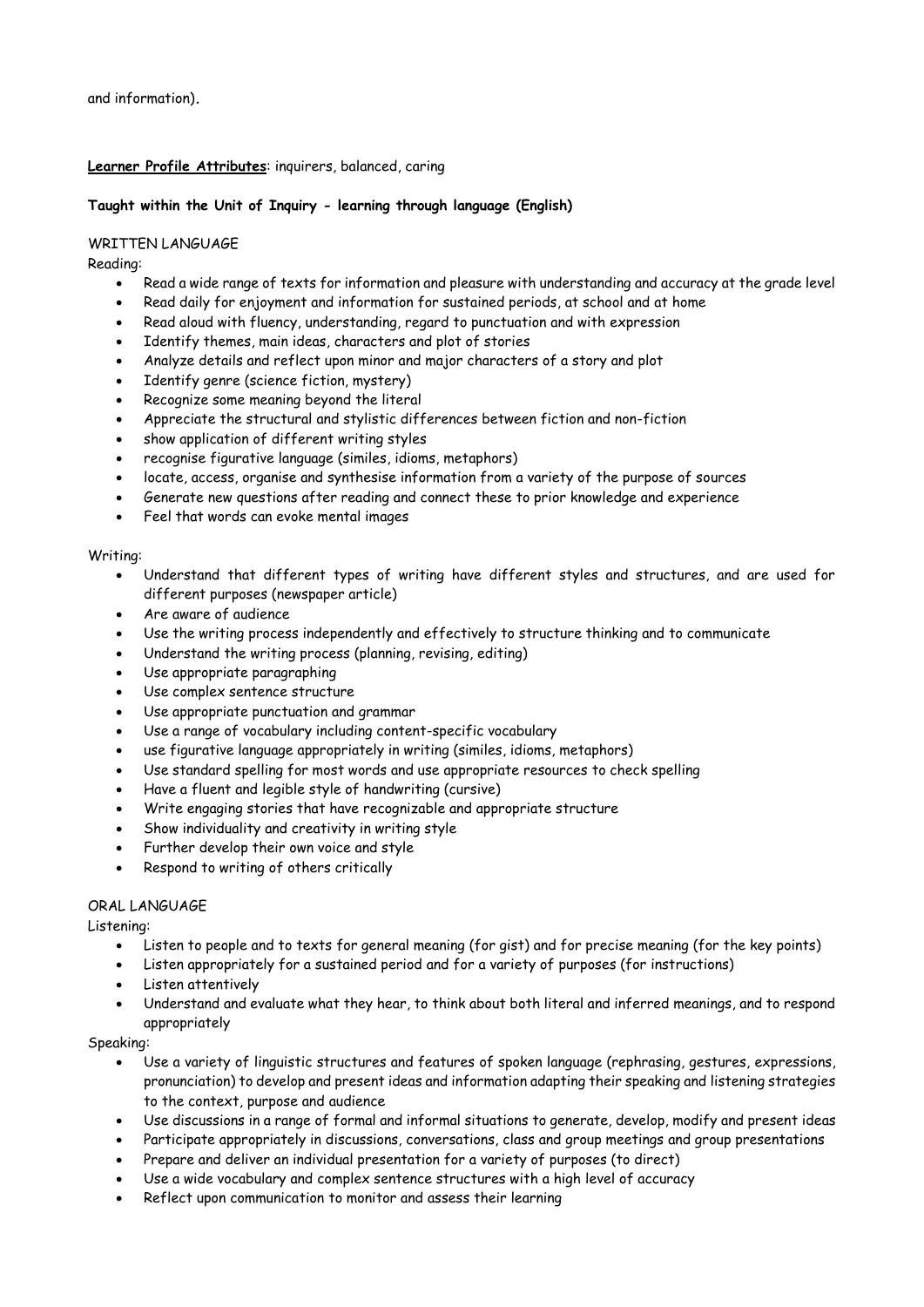and information).

**Learner Profile Attributes**: inquirers, balanced, caring

**Taught within the Unit of Inquiry - learning through language (English)**

WRITTEN LANGUAGE

Reading:

- Read a wide range of texts for information and pleasure with understanding and accuracy at the grade level
- Read daily for enjoyment and information for sustained periods, at school and at home
- Read aloud with fluency, understanding, regard to punctuation and with expression
- Identify themes, main ideas, characters and plot of stories
- Analyze details and reflect upon minor and major characters of a story and plot
- Identify genre (science fiction, mystery)
- Recognize some meaning beyond the literal
- Appreciate the structural and stylistic differences between fiction and non-fiction
- show application of different writing styles
- recognise figurative language (similes, idioms, metaphors)
- locate, access, organise and synthesise information from a variety of the purpose of sources
- Generate new questions after reading and connect these to prior knowledge and experience
- Feel that words can evoke mental images

Writing:

- Understand that different types of writing have different styles and structures, and are used for different purposes (newspaper article)
- Are aware of audience
- Use the writing process independently and effectively to structure thinking and to communicate
- Understand the writing process (planning, revising, editing)
- Use appropriate paragraphing
- Use complex sentence structure
- Use appropriate punctuation and grammar
- Use a range of vocabulary including content-specific vocabulary
- use figurative language appropriately in writing (similes, idioms, metaphors)
- Use standard spelling for most words and use appropriate resources to check spelling
- Have a fluent and legible style of handwriting (cursive)
- Write engaging stories that have recognizable and appropriate structure
- Show individuality and creativity in writing style
- Further develop their own voice and style
- Respond to writing of others critically

ORAL LANGUAGE

Listening:

- Listen to people and to texts for general meaning (for gist) and for precise meaning (for the key points)
- Listen appropriately for a sustained period and for a variety of purposes (for instructions)
- Listen attentively
- Understand and evaluate what they hear, to think about both literal and inferred meanings, and to respond appropriately

Speaking:

- Use a variety of linguistic structures and features of spoken language (rephrasing, gestures, expressions, pronunciation) to develop and present ideas and information adapting their speaking and listening strategies to the context, purpose and audience
- Use discussions in a range of formal and informal situations to generate, develop, modify and present ideas
- Participate appropriately in discussions, conversations, class and group meetings and group presentations
- Prepare and deliver an individual presentation for a variety of purposes (to direct)
- Use a wide vocabulary and complex sentence structures with a high level of accuracy
- Reflect upon communication to monitor and assess their learning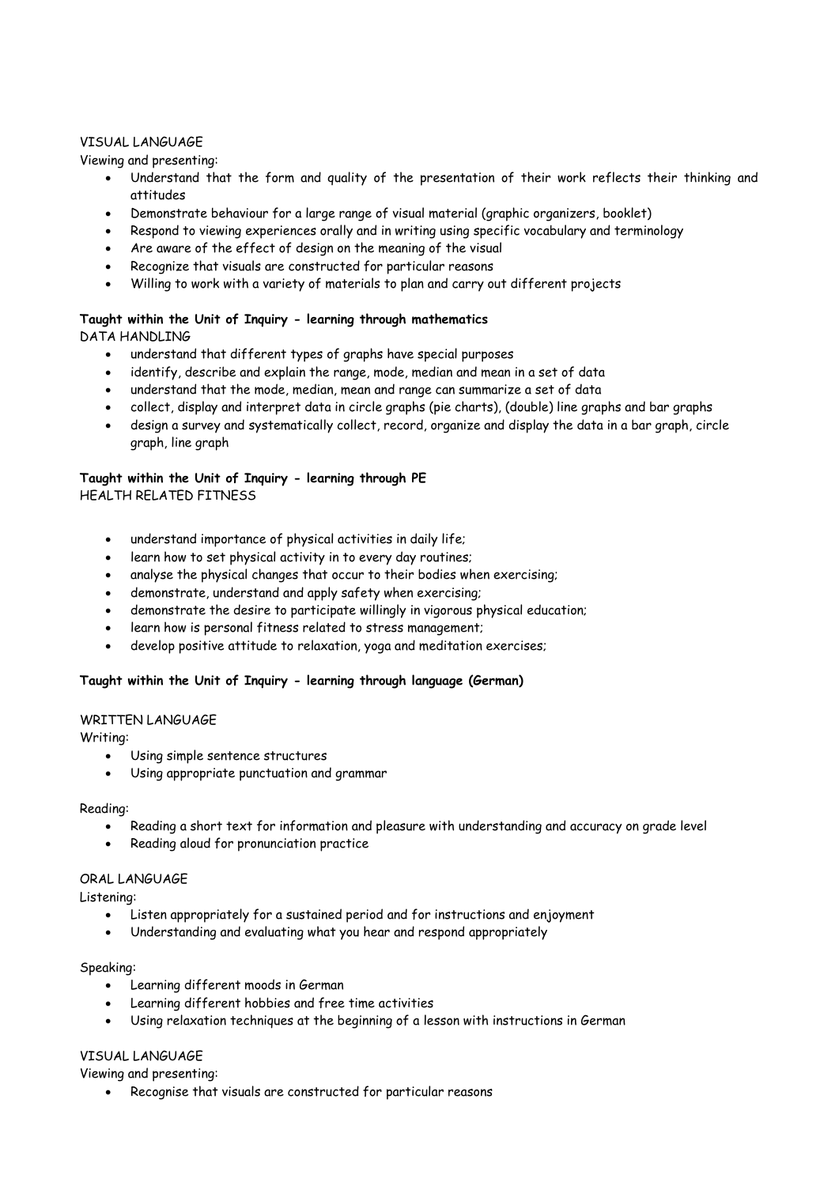VISUAL LANGUAGE

Viewing and presenting:

- Understand that the form and quality of the presentation of their work reflects their thinking and attitudes
- Demonstrate behaviour for a large range of visual material (graphic organizers, booklet)
- Respond to viewing experiences orally and in writing using specific vocabulary and terminology
- Are aware of the effect of design on the meaning of the visual
- Recognize that visuals are constructed for particular reasons
- Willing to work with a variety of materials to plan and carry out different projects

**Taught within the Unit of Inquiry - learning through mathematics**

DATA HANDLING

- understand that different types of graphs have special purposes
- identify, describe and explain the range, mode, median and mean in a set of data
- understand that the mode, median, mean and range can summarize a set of data
- collect, display and interpret data in circle graphs (pie charts), (double) line graphs and bar graphs
- design a survey and systematically collect, record, organize and display the data in a bar graph, circle graph, line graph

**Taught within the Unit of Inquiry - learning through PE**

HEALTH RELATED FITNESS

- understand importance of physical activities in daily life;
- learn how to set physical activity in to every day routines;
- analyse the physical changes that occur to their bodies when exercising;
- demonstrate, understand and apply safety when exercising;
- demonstrate the desire to participate willingly in vigorous physical education;
- learn how is personal fitness related to stress management;
- develop positive attitude to relaxation, yoga and meditation exercises;

**Taught within the Unit of Inquiry - learning through language (German)**

WRITTEN LANGUAGE

Writing:

- Using simple sentence structures
- Using appropriate punctuation and grammar

Reading:

- Reading a short text for information and pleasure with understanding and accuracy on grade level
- Reading aloud for pronunciation practice

ORAL LANGUAGE

Listening:

- Listen appropriately for a sustained period and for instructions and enjoyment
- Understanding and evaluating what you hear and respond appropriately

Speaking:

- Learning different moods in German
- Learning different hobbies and free time activities
- Using relaxation techniques at the beginning of a lesson with instructions in German

VISUAL LANGUAGE

Viewing and presenting:

- Recognise that visuals are constructed for particular reasons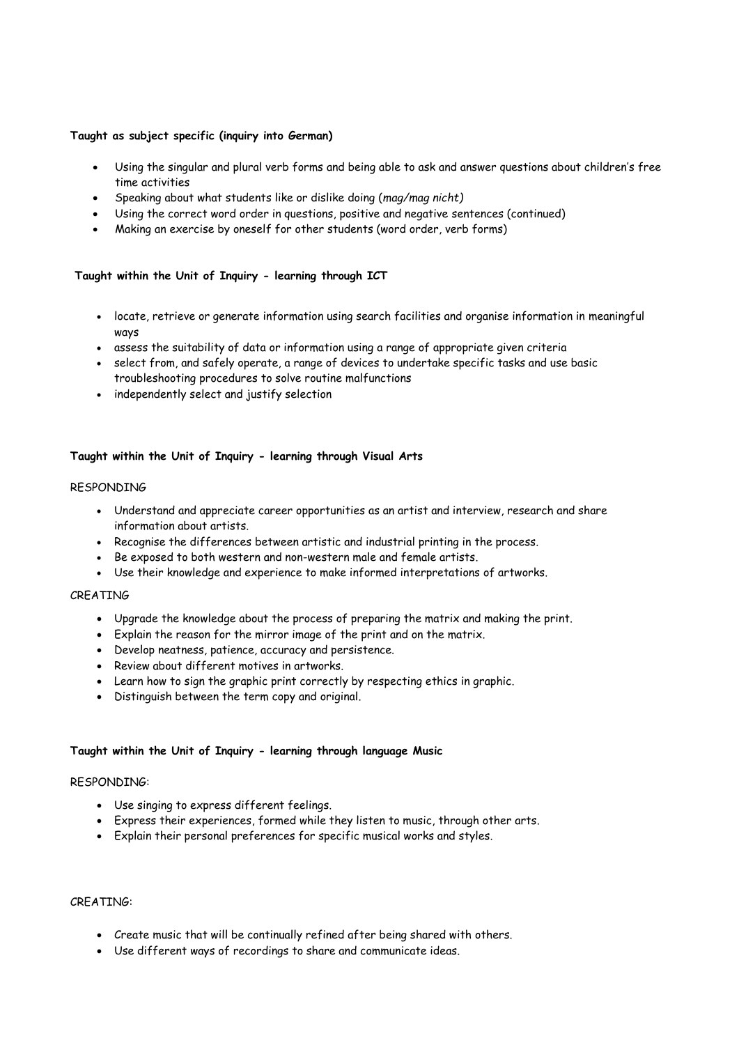**Taught as subject specific (inquiry into German)**

- Using the singular and plural verb forms and being able to ask and answer questions about children's free time activities
- Speaking about what students like or dislike doing (*mag/mag nicht)*
- Using the correct word order in questions, positive and negative sentences (continued)
- Making an exercise by oneself for other students (word order, verb forms)

**Taught within the Unit of Inquiry - learning through ICT**

- locate, retrieve or generate information using search facilities and organise information in meaningful ways
- assess the suitability of data or information using a range of appropriate given criteria
- select from, and safely operate, a range of devices to undertake specific tasks and use basic troubleshooting procedures to solve routine malfunctions
- independently select and justify selection

**Taught within the Unit of Inquiry - learning through Visual Arts**

RESPONDING

- Understand and appreciate career opportunities as an artist and interview, research and share information about artists.
- Recognise the differences between artistic and industrial printing in the process.
- Be exposed to both western and non-western male and female artists.
- Use their knowledge and experience to make informed interpretations of artworks.

CREATING

- Upgrade the knowledge about the process of preparing the matrix and making the print.
- Explain the reason for the mirror image of the print and on the matrix.
- Develop neatness, patience, accuracy and persistence.
- Review about different motives in artworks.
- Learn how to sign the graphic print correctly by respecting ethics in graphic.
- Distinguish between the term copy and original.

**Taught within the Unit of Inquiry - learning through language Music**

RESPONDING:

- Use singing to express different feelings.
- Express their experiences, formed while they listen to music, through other arts.
- Explain their personal preferences for specific musical works and styles.

CREATING:

- Create music that will be continually refined after being shared with others.
- Use different ways of recordings to share and communicate ideas.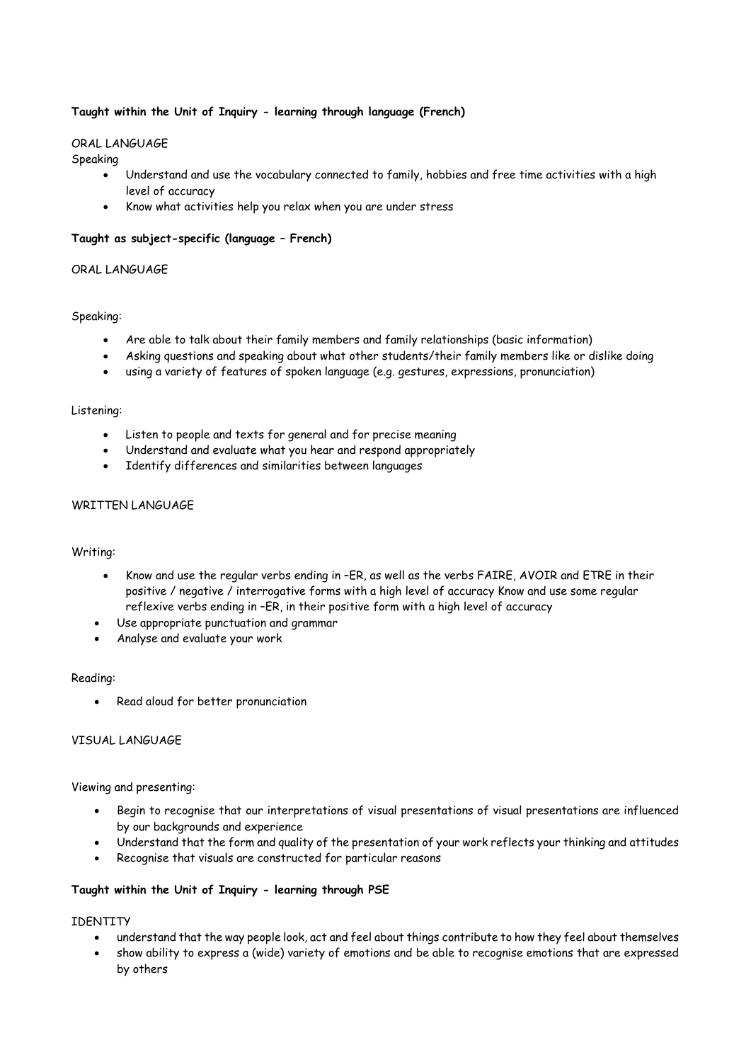**Taught within the Unit of Inquiry - learning through language (French)**

ORAL LANGUAGE

Speaking

- Understand and use the vocabulary connected to family, hobbies and free time activities with a high level of accuracy
- Know what activities help you relax when you are under stress

**Taught as subject-specific (language – French)**

ORAL LANGUAGE

Speaking:

- Are able to talk about their family members and family relationships (basic information)
- Asking questions and speaking about what other students/their family members like or dislike doing
- using a variety of features of spoken language (e.g. gestures, expressions, pronunciation)

Listening:

- Listen to people and texts for general and for precise meaning
- Understand and evaluate what you hear and respond appropriately
- Identify differences and similarities between languages

WRITTEN LANGUAGE

Writing:

- Know and use the regular verbs ending in –ER, as well as the verbs FAIRE, AVOIR and ETRE in their positive / negative / interrogative forms with a high level of accuracy Know and use some regular reflexive verbs ending in –ER, in their positive form with a high level of accuracy
- Use appropriate punctuation and grammar
- Analyse and evaluate your work

Reading:

- Read aloud for better pronunciation

VISUAL LANGUAGE

Viewing and presenting:

- Begin to recognise that our interpretations of visual presentations of visual presentations are influenced by our backgrounds and experience
- Understand that the form and quality of the presentation of your work reflects your thinking and attitudes
- Recognise that visuals are constructed for particular reasons

**Taught within the Unit of Inquiry - learning through PSE**

IDENTITY

- understand that the way people look, act and feel about things contribute to how they feel about themselves
- show ability to express a (wide) variety of emotions and be able to recognise emotions that are expressed by others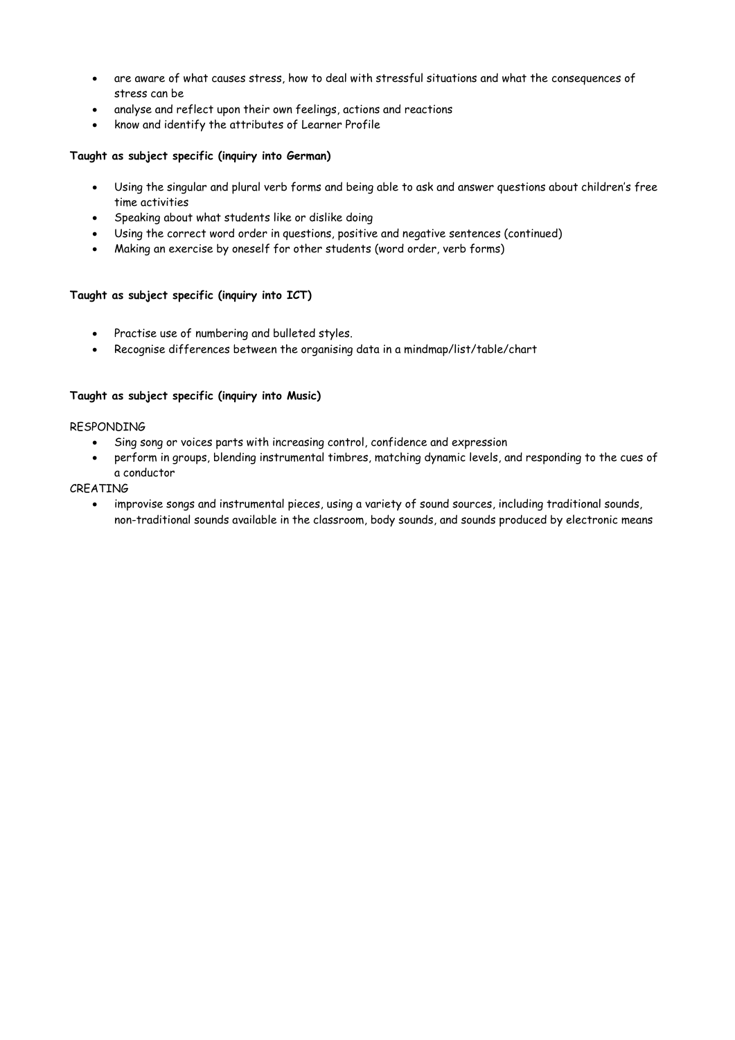- are aware of what causes stress, how to deal with stressful situations and what the consequences of stress can be
- analyse and reflect upon their own feelings, actions and reactions
- know and identify the attributes of Learner Profile

**Taught as subject specific (inquiry into German)**

- Using the singular and plural verb forms and being able to ask and answer questions about children's free time activities
- Speaking about what students like or dislike doing
- Using the correct word order in questions, positive and negative sentences (continued)
- Making an exercise by oneself for other students (word order, verb forms)

**Taught as subject specific (inquiry into ICT)**

- Practise use of numbering and bulleted styles.
- Recognise differences between the organising data in a mindmap/list/table/chart

**Taught as subject specific (inquiry into Music)**

RESPONDING

- Sing song or voices parts with increasing control, confidence and expression
- perform in groups, blending instrumental timbres, matching dynamic levels, and responding to the cues of a conductor

CREATING

- improvise songs and instrumental pieces, using a variety of sound sources, including traditional sounds, non-traditional sounds available in the classroom, body sounds, and sounds produced by electronic means